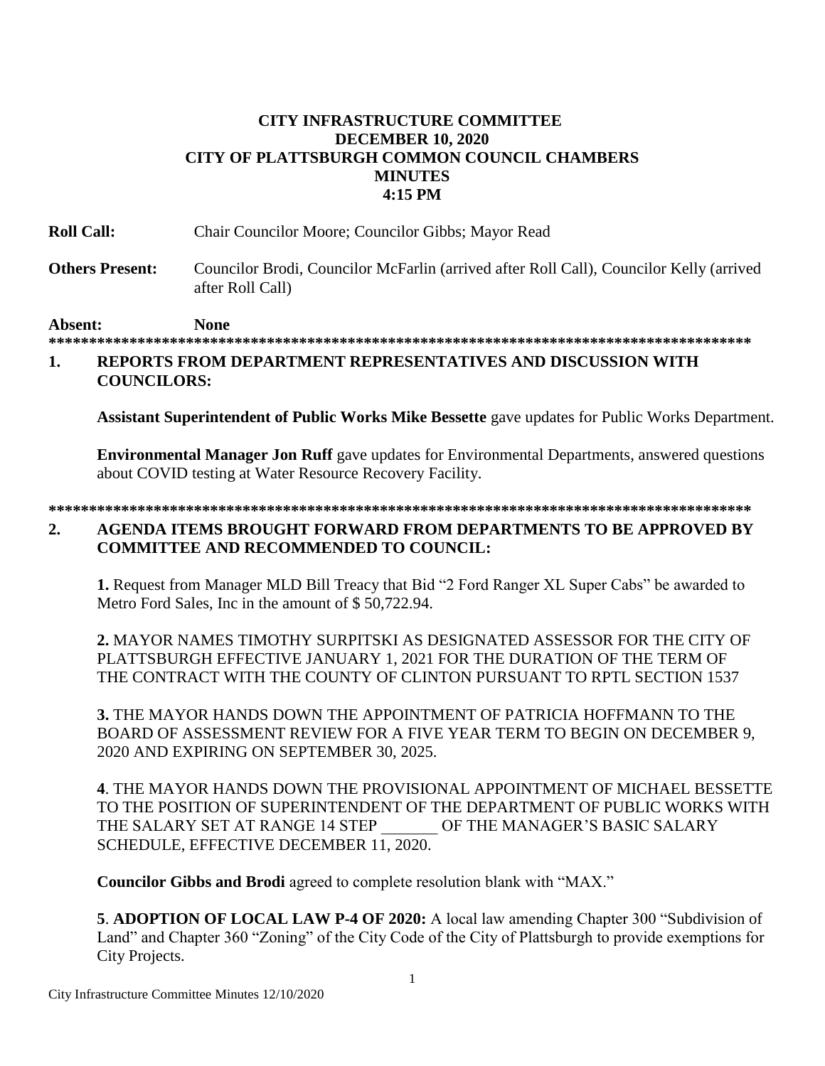# CITY INFRASTRUCTURE COMMITTEE
# DECEMBER 10, 2020
# CITY OF PLATTSBURGH COMMON COUNCIL CHAMBERS
# MINUTES
# 4:15 PM

**Roll Call:** Chair Councilor Moore; Councilor Gibbs; Mayor Read

**Others Present:** Councilor Brodi, Councilor McFarlin (arrived after Roll Call), Councilor Kelly (arrived after Roll Call)

**Absent:** **None**

**************************************************************************************

## 1. REPORTS FROM DEPARTMENT REPRESENTATIVES AND DISCUSSION WITH COUNCILORS:

**Assistant Superintendent of Public Works Mike Bessette** gave updates for Public Works Department.

**Environmental Manager Jon Ruff** gave updates for Environmental Departments, answered questions about COVID testing at Water Resource Recovery Facility.

**************************************************************************************

## 2. AGENDA ITEMS BROUGHT FORWARD FROM DEPARTMENTS TO BE APPROVED BY COMMITTEE AND RECOMMENDED TO COUNCIL:

**1.** Request from Manager MLD Bill Treacy that Bid "2 Ford Ranger XL Super Cabs" be awarded to Metro Ford Sales, Inc in the amount of $ 50,722.94.

**2.** MAYOR NAMES TIMOTHY SURPITSKI AS DESIGNATED ASSESSOR FOR THE CITY OF PLATTSBURGH EFFECTIVE JANUARY 1, 2021 FOR THE DURATION OF THE TERM OF THE CONTRACT WITH THE COUNTY OF CLINTON PURSUANT TO RPTL SECTION 1537

**3.** THE MAYOR HANDS DOWN THE APPOINTMENT OF PATRICIA HOFFMANN TO THE BOARD OF ASSESSMENT REVIEW FOR A FIVE YEAR TERM TO BEGIN ON DECEMBER 9, 2020 AND EXPIRING ON SEPTEMBER 30, 2025.

**4**. THE MAYOR HANDS DOWN THE PROVISIONAL APPOINTMENT OF MICHAEL BESSETTE TO THE POSITION OF SUPERINTENDENT OF THE DEPARTMENT OF PUBLIC WORKS WITH THE SALARY SET AT RANGE 14 STEP _______ OF THE MANAGER'S BASIC SALARY SCHEDULE, EFFECTIVE DECEMBER 11, 2020.

**Councilor Gibbs and Brodi** agreed to complete resolution blank with "MAX."

**5**. **ADOPTION OF LOCAL LAW P-4 OF 2020:** A local law amending Chapter 300 "Subdivision of Land" and Chapter 360 "Zoning" of the City Code of the City of Plattsburgh to provide exemptions for City Projects.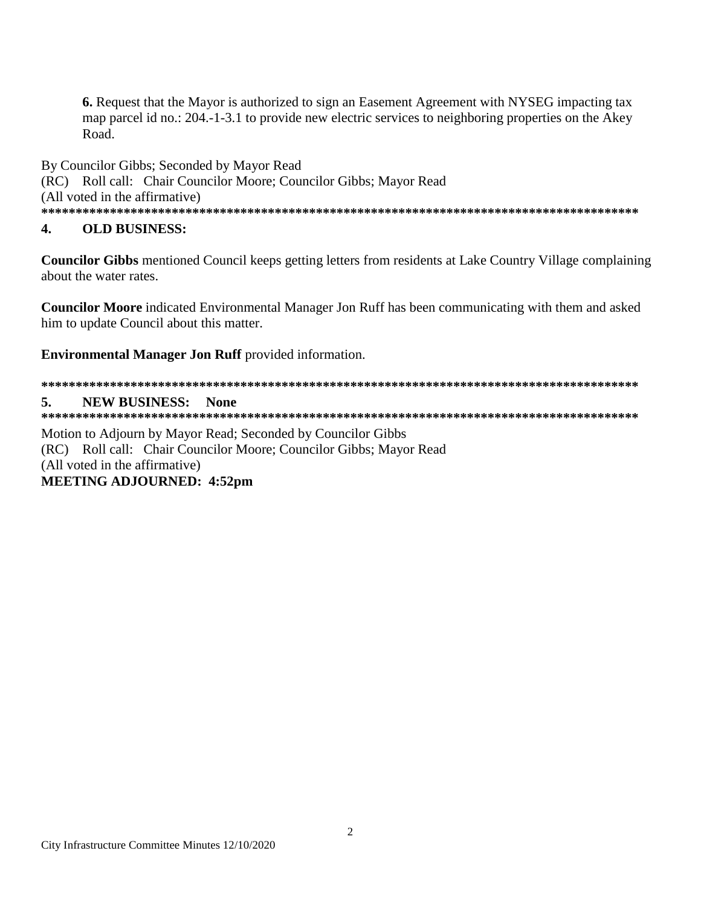**6.** Request that the Mayor is authorized to sign an Easement Agreement with NYSEG impacting tax map parcel id no.: 204.-1-3.1 to provide new electric services to neighboring properties on the Akey Road.

By Councilor Gibbs; Seconded by Mayor Read
(RC) Roll call: Chair Councilor Moore; Councilor Gibbs; Mayor Read
(All voted in the affirmative)

**\*\*\*\*\*\*\*\*\*\*\*\*\*\*\*\*\*\*\*\*\*\*\*\*\*\*\*\*\*\*\*\*\*\*\*\*\*\*\*\*\*\*\*\*\*\*\*\*\*\*\*\*\*\*\*\*\*\*\*\*\*\*\*\*\*\*\*\*\*\*\*\*\*\*\*\*\*\*\*\*\*\*\*\*\*\*\*\*\***

**4. OLD BUSINESS:**

**Councilor Gibbs** mentioned Council keeps getting letters from residents at Lake Country Village complaining about the water rates.

**Councilor Moore** indicated Environmental Manager Jon Ruff has been communicating with them and asked him to update Council about this matter.

**Environmental Manager Jon Ruff** provided information.

**\*\*\*\*\*\*\*\*\*\*\*\*\*\*\*\*\*\*\*\*\*\*\*\*\*\*\*\*\*\*\*\*\*\*\*\*\*\*\*\*\*\*\*\*\*\*\*\*\*\*\*\*\*\*\*\*\*\*\*\*\*\*\*\*\*\*\*\*\*\*\*\*\*\*\*\*\*\*\*\*\*\*\*\*\*\*\*\*\***

**5. NEW BUSINESS: None**

**\*\*\*\*\*\*\*\*\*\*\*\*\*\*\*\*\*\*\*\*\*\*\*\*\*\*\*\*\*\*\*\*\*\*\*\*\*\*\*\*\*\*\*\*\*\*\*\*\*\*\*\*\*\*\*\*\*\*\*\*\*\*\*\*\*\*\*\*\*\*\*\*\*\*\*\*\*\*\*\*\*\*\*\*\*\*\*\*\***

Motion to Adjourn by Mayor Read; Seconded by Councilor Gibbs
(RC) Roll call: Chair Councilor Moore; Councilor Gibbs; Mayor Read
(All voted in the affirmative)
**MEETING ADJOURNED: 4:52pm**